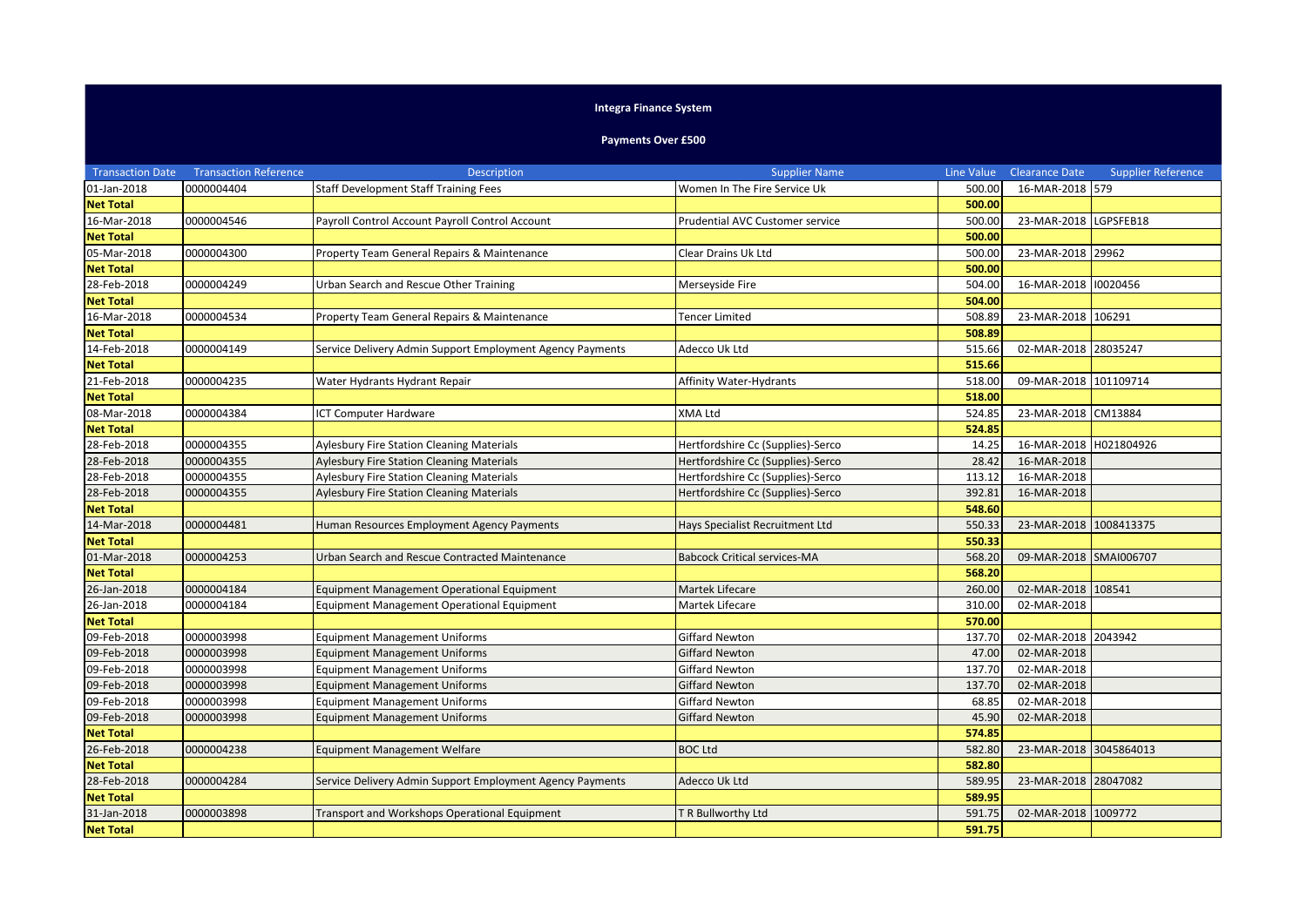# Integra Finance System

## Payments Over £500

| Transaction Date | Transaction Reference | Description | Supplier Name | Line Value | Clearance Date | Supplier Reference |
|---|---|---|---|---|---|---|
| 01-Jan-2018 | 0000004404 | Staff Development Staff Training Fees | Women In The Fire Service Uk | 500.00 | 16-MAR-2018 | 579 |
| **Net Total** | | | | **500.00** | | |
| 16-Mar-2018 | 0000004546 | Payroll Control Account Payroll Control Account | Prudential AVC Customer service | 500.00 | 23-MAR-2018 | LGPSFEB18 |
| **Net Total** | | | | **500.00** | | |
| 05-Mar-2018 | 0000004300 | Property Team General Repairs & Maintenance | Clear Drains Uk Ltd | 500.00 | 23-MAR-2018 | 29962 |
| **Net Total** | | | | **500.00** | | |
| 28-Feb-2018 | 0000004249 | Urban Search and Rescue Other Training | Merseyside Fire | 504.00 | 16-MAR-2018 | I0020456 |
| **Net Total** | | | | **504.00** | | |
| 16-Mar-2018 | 0000004534 | Property Team General Repairs & Maintenance | Tencer Limited | 508.89 | 23-MAR-2018 | 106291 |
| **Net Total** | | | | **508.89** | | |
| 14-Feb-2018 | 0000004149 | Service Delivery Admin Support Employment Agency Payments | Adecco Uk Ltd | 515.66 | 02-MAR-2018 | 28035247 |
| **Net Total** | | | | **515.66** | | |
| 21-Feb-2018 | 0000004235 | Water Hydrants Hydrant Repair | Affinity Water-Hydrants | 518.00 | 09-MAR-2018 | 101109714 |
| **Net Total** | | | | **518.00** | | |
| 08-Mar-2018 | 0000004384 | ICT Computer Hardware | XMA Ltd | 524.85 | 23-MAR-2018 | CM13884 |
| **Net Total** | | | | **524.85** | | |
| 28-Feb-2018 | 0000004355 | Aylesbury Fire Station Cleaning Materials | Hertfordshire Cc (Supplies)-Serco | 14.25 | 16-MAR-2018 | H021804926 |
| 28-Feb-2018 | 0000004355 | Aylesbury Fire Station Cleaning Materials | Hertfordshire Cc (Supplies)-Serco | 28.42 | 16-MAR-2018 | |
| 28-Feb-2018 | 0000004355 | Aylesbury Fire Station Cleaning Materials | Hertfordshire Cc (Supplies)-Serco | 113.12 | 16-MAR-2018 | |
| 28-Feb-2018 | 0000004355 | Aylesbury Fire Station Cleaning Materials | Hertfordshire Cc (Supplies)-Serco | 392.81 | 16-MAR-2018 | |
| **Net Total** | | | | **548.60** | | |
| 14-Mar-2018 | 0000004481 | Human Resources Employment Agency Payments | Hays Specialist Recruitment Ltd | 550.33 | 23-MAR-2018 | 1008413375 |
| **Net Total** | | | | **550.33** | | |
| 01-Mar-2018 | 0000004253 | Urban Search and Rescue Contracted Maintenance | Babcock Critical services-MA | 568.20 | 09-MAR-2018 | SMAI006707 |
| **Net Total** | | | | **568.20** | | |
| 26-Jan-2018 | 0000004184 | Equipment Management Operational Equipment | Martek Lifecare | 260.00 | 02-MAR-2018 | 108541 |
| 26-Jan-2018 | 0000004184 | Equipment Management Operational Equipment | Martek Lifecare | 310.00 | 02-MAR-2018 | |
| **Net Total** | | | | **570.00** | | |
| 09-Feb-2018 | 0000003998 | Equipment Management Uniforms | Giffard Newton | 137.70 | 02-MAR-2018 | 2043942 |
| 09-Feb-2018 | 0000003998 | Equipment Management Uniforms | Giffard Newton | 47.00 | 02-MAR-2018 | |
| 09-Feb-2018 | 0000003998 | Equipment Management Uniforms | Giffard Newton | 137.70 | 02-MAR-2018 | |
| 09-Feb-2018 | 0000003998 | Equipment Management Uniforms | Giffard Newton | 137.70 | 02-MAR-2018 | |
| 09-Feb-2018 | 0000003998 | Equipment Management Uniforms | Giffard Newton | 68.85 | 02-MAR-2018 | |
| 09-Feb-2018 | 0000003998 | Equipment Management Uniforms | Giffard Newton | 45.90 | 02-MAR-2018 | |
| **Net Total** | | | | **574.85** | | |
| 26-Feb-2018 | 0000004238 | Equipment Management Welfare | BOC Ltd | 582.80 | 23-MAR-2018 | 3045864013 |
| **Net Total** | | | | **582.80** | | |
| 28-Feb-2018 | 0000004284 | Service Delivery Admin Support Employment Agency Payments | Adecco Uk Ltd | 589.95 | 23-MAR-2018 | 28047082 |
| **Net Total** | | | | **589.95** | | |
| 31-Jan-2018 | 0000003898 | Transport and Workshops Operational Equipment | T R Bullworthy Ltd | 591.75 | 02-MAR-2018 | 1009772 |
| **Net Total** | | | | **591.75** | | |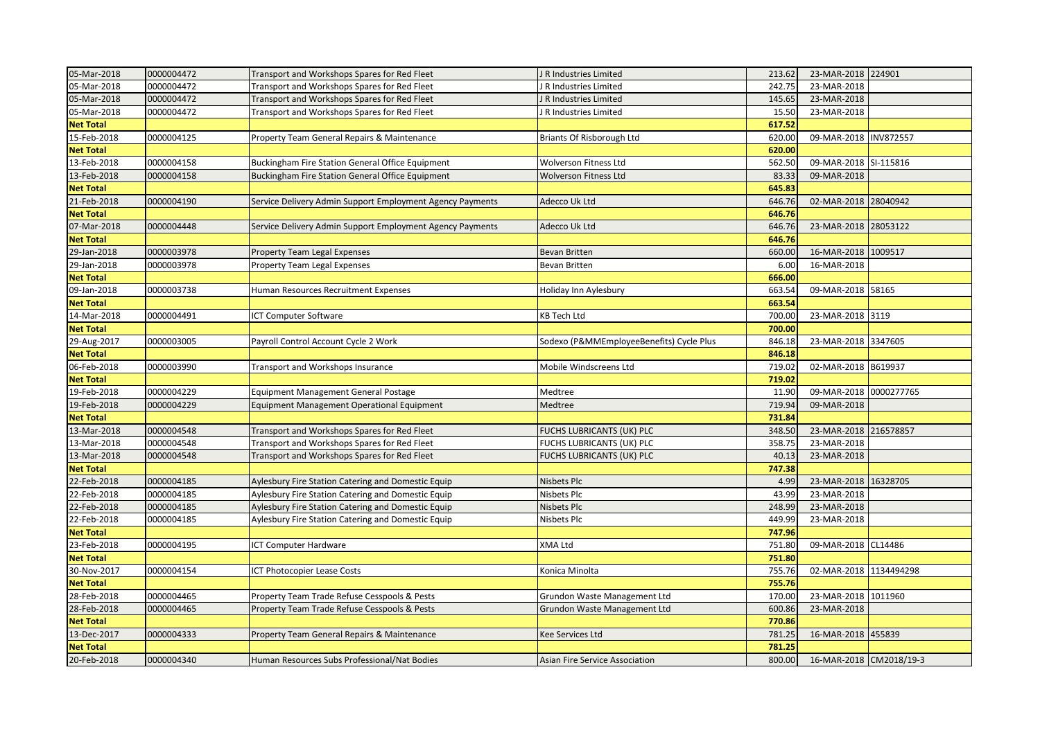| | | | | | | |
|---|---|---|---|---|---|---|
| 05-Mar-2018 | 0000004472 | Transport and Workshops Spares for Red Fleet | J R Industries Limited | 213.62 | 23-MAR-2018 | 224901 |
| 05-Mar-2018 | 0000004472 | Transport and Workshops Spares for Red Fleet | J R Industries Limited | 242.75 | 23-MAR-2018 | |
| 05-Mar-2018 | 0000004472 | Transport and Workshops Spares for Red Fleet | J R Industries Limited | 145.65 | 23-MAR-2018 | |
| 05-Mar-2018 | 0000004472 | Transport and Workshops Spares for Red Fleet | J R Industries Limited | 15.50 | 23-MAR-2018 | |
| **Net Total** | | | | **617.52** | | |
| 15-Feb-2018 | 0000004125 | Property Team General Repairs & Maintenance | Briants Of Risborough Ltd | 620.00 | 09-MAR-2018 | INV872557 |
| **Net Total** | | | | **620.00** | | |
| 13-Feb-2018 | 0000004158 | Buckingham Fire Station General Office Equipment | Wolverson Fitness Ltd | 562.50 | 09-MAR-2018 | SI-115816 |
| 13-Feb-2018 | 0000004158 | Buckingham Fire Station General Office Equipment | Wolverson Fitness Ltd | 83.33 | 09-MAR-2018 | |
| **Net Total** | | | | **645.83** | | |
| 21-Feb-2018 | 0000004190 | Service Delivery Admin Support Employment Agency Payments | Adecco Uk Ltd | 646.76 | 02-MAR-2018 | 28040942 |
| **Net Total** | | | | **646.76** | | |
| 07-Mar-2018 | 0000004448 | Service Delivery Admin Support Employment Agency Payments | Adecco Uk Ltd | 646.76 | 23-MAR-2018 | 28053122 |
| **Net Total** | | | | **646.76** | | |
| 29-Jan-2018 | 0000003978 | Property Team Legal Expenses | Bevan Britten | 660.00 | 16-MAR-2018 | 1009517 |
| 29-Jan-2018 | 0000003978 | Property Team Legal Expenses | Bevan Britten | 6.00 | 16-MAR-2018 | |
| **Net Total** | | | | **666.00** | | |
| 09-Jan-2018 | 0000003738 | Human Resources Recruitment Expenses | Holiday Inn Aylesbury | 663.54 | 09-MAR-2018 | 58165 |
| **Net Total** | | | | **663.54** | | |
| 14-Mar-2018 | 0000004491 | ICT Computer Software | KB Tech Ltd | 700.00 | 23-MAR-2018 | 3119 |
| **Net Total** | | | | **700.00** | | |
| 29-Aug-2017 | 0000003005 | Payroll Control Account Cycle 2 Work | Sodexo (P&MMEmployeeBenefits) Cycle Plus | 846.18 | 23-MAR-2018 | 3347605 |
| **Net Total** | | | | **846.18** | | |
| 06-Feb-2018 | 0000003990 | Transport and Workshops Insurance | Mobile Windscreens Ltd | 719.02 | 02-MAR-2018 | B619937 |
| **Net Total** | | | | **719.02** | | |
| 19-Feb-2018 | 0000004229 | Equipment Management General Postage | Medtree | 11.90 | 09-MAR-2018 | 0000277765 |
| 19-Feb-2018 | 0000004229 | Equipment Management Operational Equipment | Medtree | 719.94 | 09-MAR-2018 | |
| **Net Total** | | | | **731.84** | | |
| 13-Mar-2018 | 0000004548 | Transport and Workshops Spares for Red Fleet | FUCHS LUBRICANTS (UK) PLC | 348.50 | 23-MAR-2018 | 216578857 |
| 13-Mar-2018 | 0000004548 | Transport and Workshops Spares for Red Fleet | FUCHS LUBRICANTS (UK) PLC | 358.75 | 23-MAR-2018 | |
| 13-Mar-2018 | 0000004548 | Transport and Workshops Spares for Red Fleet | FUCHS LUBRICANTS (UK) PLC | 40.13 | 23-MAR-2018 | |
| **Net Total** | | | | **747.38** | | |
| 22-Feb-2018 | 0000004185 | Aylesbury Fire Station Catering and Domestic Equip | Nisbets Plc | 4.99 | 23-MAR-2018 | 16328705 |
| 22-Feb-2018 | 0000004185 | Aylesbury Fire Station Catering and Domestic Equip | Nisbets Plc | 43.99 | 23-MAR-2018 | |
| 22-Feb-2018 | 0000004185 | Aylesbury Fire Station Catering and Domestic Equip | Nisbets Plc | 248.99 | 23-MAR-2018 | |
| 22-Feb-2018 | 0000004185 | Aylesbury Fire Station Catering and Domestic Equip | Nisbets Plc | 449.99 | 23-MAR-2018 | |
| **Net Total** | | | | **747.96** | | |
| 23-Feb-2018 | 0000004195 | ICT Computer Hardware | XMA Ltd | 751.80 | 09-MAR-2018 | CL14486 |
| **Net Total** | | | | **751.80** | | |
| 30-Nov-2017 | 0000004154 | ICT Photocopier Lease Costs | Konica Minolta | 755.76 | 02-MAR-2018 | 1134494298 |
| **Net Total** | | | | **755.76** | | |
| 28-Feb-2018 | 0000004465 | Property Team Trade Refuse Cesspools & Pests | Grundon Waste Management Ltd | 170.00 | 23-MAR-2018 | 1011960 |
| 28-Feb-2018 | 0000004465 | Property Team Trade Refuse Cesspools & Pests | Grundon Waste Management Ltd | 600.86 | 23-MAR-2018 | |
| **Net Total** | | | | **770.86** | | |
| 13-Dec-2017 | 0000004333 | Property Team General Repairs & Maintenance | Kee Services Ltd | 781.25 | 16-MAR-2018 | 455839 |
| **Net Total** | | | | **781.25** | | |
| 20-Feb-2018 | 0000004340 | Human Resources Subs Professional/Nat Bodies | Asian Fire Service Association | 800.00 | 16-MAR-2018 | CM2018/19-3 |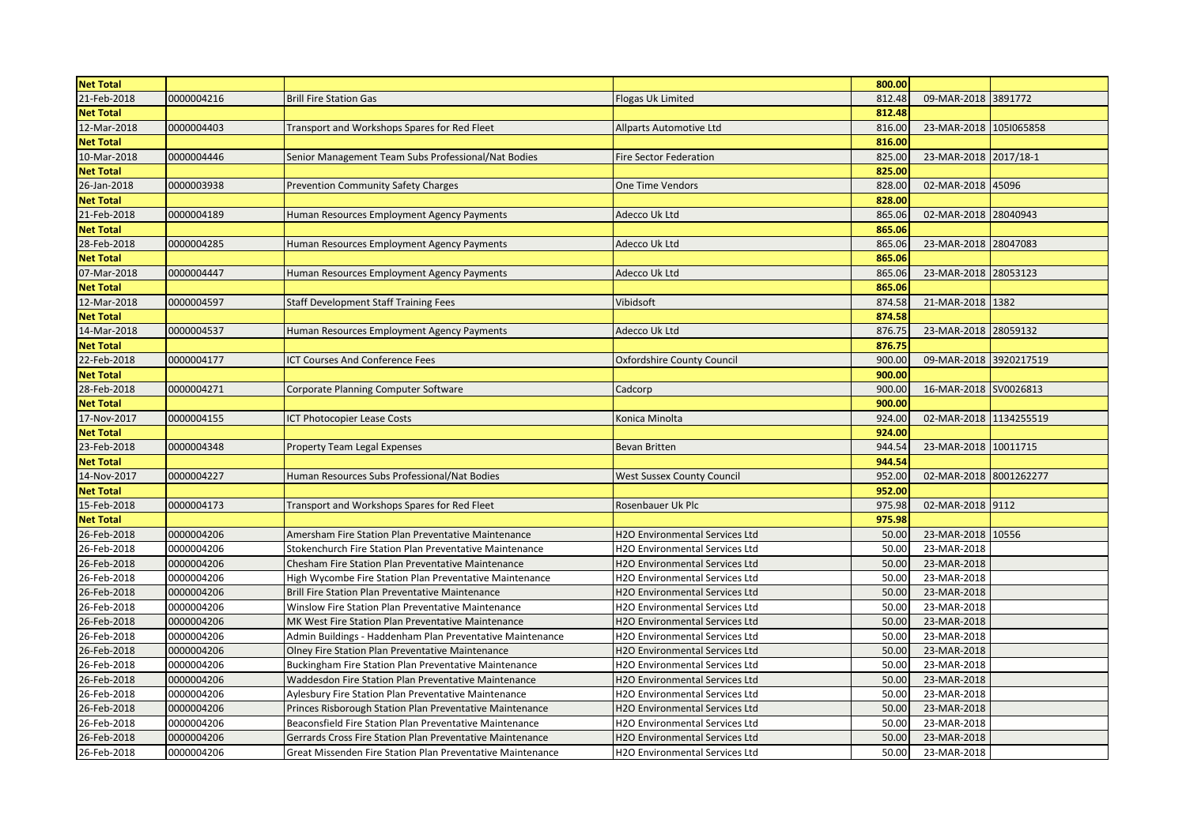| Net Total | | | | 800.00 | | |
|---|---|---|---|---|---|---|
| 21-Feb-2018 | 0000004216 | Brill Fire Station Gas | Flogas Uk Limited | 812.48 | 09-MAR-2018 | 3891772 |
| Net Total | | | | 812.48 | | |
| 12-Mar-2018 | 0000004403 | Transport and Workshops Spares for Red Fleet | Allparts Automotive Ltd | 816.00 | 23-MAR-2018 | 105I065858 |
| Net Total | | | | 816.00 | | |
| 10-Mar-2018 | 0000004446 | Senior Management Team Subs Professional/Nat Bodies | Fire Sector Federation | 825.00 | 23-MAR-2018 | 2017/18-1 |
| Net Total | | | | 825.00 | | |
| 26-Jan-2018 | 0000003938 | Prevention Community Safety Charges | One Time Vendors | 828.00 | 02-MAR-2018 | 45096 |
| Net Total | | | | 828.00 | | |
| 21-Feb-2018 | 0000004189 | Human Resources Employment Agency Payments | Adecco Uk Ltd | 865.06 | 02-MAR-2018 | 28040943 |
| Net Total | | | | 865.06 | | |
| 28-Feb-2018 | 0000004285 | Human Resources Employment Agency Payments | Adecco Uk Ltd | 865.06 | 23-MAR-2018 | 28047083 |
| Net Total | | | | 865.06 | | |
| 07-Mar-2018 | 0000004447 | Human Resources Employment Agency Payments | Adecco Uk Ltd | 865.06 | 23-MAR-2018 | 28053123 |
| Net Total | | | | 865.06 | | |
| 12-Mar-2018 | 0000004597 | Staff Development Staff Training Fees | Vibidsoft | 874.58 | 21-MAR-2018 | 1382 |
| Net Total | | | | 874.58 | | |
| 14-Mar-2018 | 0000004537 | Human Resources Employment Agency Payments | Adecco Uk Ltd | 876.75 | 23-MAR-2018 | 28059132 |
| Net Total | | | | 876.75 | | |
| 22-Feb-2018 | 0000004177 | ICT Courses And Conference Fees | Oxfordshire County Council | 900.00 | 09-MAR-2018 | 3920217519 |
| Net Total | | | | 900.00 | | |
| 28-Feb-2018 | 0000004271 | Corporate Planning Computer Software | Cadcorp | 900.00 | 16-MAR-2018 | SV0026813 |
| Net Total | | | | 900.00 | | |
| 17-Nov-2017 | 0000004155 | ICT Photocopier Lease Costs | Konica Minolta | 924.00 | 02-MAR-2018 | 1134255519 |
| Net Total | | | | 924.00 | | |
| 23-Feb-2018 | 0000004348 | Property Team Legal Expenses | Bevan Britten | 944.54 | 23-MAR-2018 | 10011715 |
| Net Total | | | | 944.54 | | |
| 14-Nov-2017 | 0000004227 | Human Resources Subs Professional/Nat Bodies | West Sussex County Council | 952.00 | 02-MAR-2018 | 8001262277 |
| Net Total | | | | 952.00 | | |
| 15-Feb-2018 | 0000004173 | Transport and Workshops Spares for Red Fleet | Rosenbauer Uk Plc | 975.98 | 02-MAR-2018 | 9112 |
| Net Total | | | | 975.98 | | |
| 26-Feb-2018 | 0000004206 | Amersham Fire Station Plan Preventative Maintenance | H2O Environmental Services Ltd | 50.00 | 23-MAR-2018 | 10556 |
| 26-Feb-2018 | 0000004206 | Stokenchurch Fire Station Plan Preventative Maintenance | H2O Environmental Services Ltd | 50.00 | 23-MAR-2018 | |
| 26-Feb-2018 | 0000004206 | Chesham Fire Station Plan Preventative Maintenance | H2O Environmental Services Ltd | 50.00 | 23-MAR-2018 | |
| 26-Feb-2018 | 0000004206 | High Wycombe Fire Station Plan Preventative Maintenance | H2O Environmental Services Ltd | 50.00 | 23-MAR-2018 | |
| 26-Feb-2018 | 0000004206 | Brill Fire Station Plan Preventative Maintenance | H2O Environmental Services Ltd | 50.00 | 23-MAR-2018 | |
| 26-Feb-2018 | 0000004206 | Winslow Fire Station Plan Preventative Maintenance | H2O Environmental Services Ltd | 50.00 | 23-MAR-2018 | |
| 26-Feb-2018 | 0000004206 | MK West Fire Station Plan Preventative Maintenance | H2O Environmental Services Ltd | 50.00 | 23-MAR-2018 | |
| 26-Feb-2018 | 0000004206 | Admin Buildings - Haddenham Plan Preventative Maintenance | H2O Environmental Services Ltd | 50.00 | 23-MAR-2018 | |
| 26-Feb-2018 | 0000004206 | Olney Fire Station Plan Preventative Maintenance | H2O Environmental Services Ltd | 50.00 | 23-MAR-2018 | |
| 26-Feb-2018 | 0000004206 | Buckingham Fire Station Plan Preventative Maintenance | H2O Environmental Services Ltd | 50.00 | 23-MAR-2018 | |
| 26-Feb-2018 | 0000004206 | Waddesdon Fire Station Plan Preventative Maintenance | H2O Environmental Services Ltd | 50.00 | 23-MAR-2018 | |
| 26-Feb-2018 | 0000004206 | Aylesbury Fire Station Plan Preventative Maintenance | H2O Environmental Services Ltd | 50.00 | 23-MAR-2018 | |
| 26-Feb-2018 | 0000004206 | Princes Risborough Station Plan Preventative Maintenance | H2O Environmental Services Ltd | 50.00 | 23-MAR-2018 | |
| 26-Feb-2018 | 0000004206 | Beaconsfield Fire Station Plan Preventative Maintenance | H2O Environmental Services Ltd | 50.00 | 23-MAR-2018 | |
| 26-Feb-2018 | 0000004206 | Gerrards Cross Fire Station Plan Preventative Maintenance | H2O Environmental Services Ltd | 50.00 | 23-MAR-2018 | |
| 26-Feb-2018 | 0000004206 | Great Missenden Fire Station Plan Preventative Maintenance | H2O Environmental Services Ltd | 50.00 | 23-MAR-2018 | |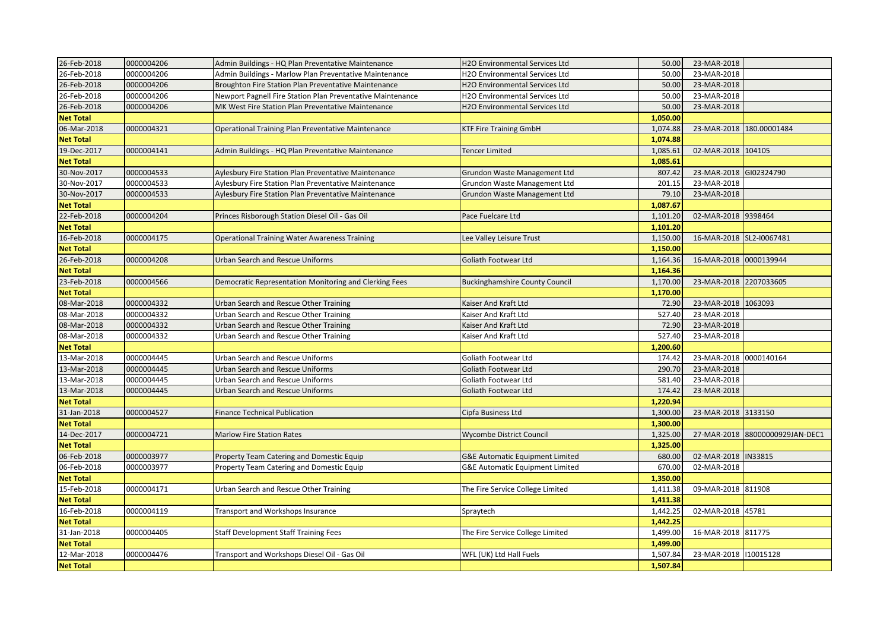| 26-Feb-2018 | 0000004206 | Admin Buildings - HQ Plan Preventative Maintenance | H2O Environmental Services Ltd | 50.00 | 23-MAR-2018 | |
|---|---|---|---|---|---|---|
| 26-Feb-2018 | 0000004206 | Admin Buildings - Marlow Plan Preventative Maintenance | H2O Environmental Services Ltd | 50.00 | 23-MAR-2018 | |
| 26-Feb-2018 | 0000004206 | Broughton Fire Station Plan Preventative Maintenance | H2O Environmental Services Ltd | 50.00 | 23-MAR-2018 | |
| 26-Feb-2018 | 0000004206 | Newport Pagnell Fire Station Plan Preventative Maintenance | H2O Environmental Services Ltd | 50.00 | 23-MAR-2018 | |
| 26-Feb-2018 | 0000004206 | MK West Fire Station Plan Preventative Maintenance | H2O Environmental Services Ltd | 50.00 | 23-MAR-2018 | |
| **Net Total** | | | | **1,050.00** | | |
| 06-Mar-2018 | 0000004321 | Operational Training Plan Preventative Maintenance | KTF Fire Training GmbH | 1,074.88 | 23-MAR-2018 | 180.00001484 |
| **Net Total** | | | | **1,074.88** | | |
| 19-Dec-2017 | 0000004141 | Admin Buildings - HQ Plan Preventative Maintenance | Tencer Limited | 1,085.61 | 02-MAR-2018 | 104105 |
| **Net Total** | | | | **1,085.61** | | |
| 30-Nov-2017 | 0000004533 | Aylesbury Fire Station Plan Preventative Maintenance | Grundon Waste Management Ltd | 807.42 | 23-MAR-2018 | GI02324790 |
| 30-Nov-2017 | 0000004533 | Aylesbury Fire Station Plan Preventative Maintenance | Grundon Waste Management Ltd | 201.15 | 23-MAR-2018 | |
| 30-Nov-2017 | 0000004533 | Aylesbury Fire Station Plan Preventative Maintenance | Grundon Waste Management Ltd | 79.10 | 23-MAR-2018 | |
| **Net Total** | | | | **1,087.67** | | |
| 22-Feb-2018 | 0000004204 | Princes Risborough Station Diesel Oil - Gas Oil | Pace Fuelcare Ltd | 1,101.20 | 02-MAR-2018 | 9398464 |
| **Net Total** | | | | **1,101.20** | | |
| 16-Feb-2018 | 0000004175 | Operational Training Water Awareness Training | Lee Valley Leisure Trust | 1,150.00 | 16-MAR-2018 | SL2-I0067481 |
| **Net Total** | | | | **1,150.00** | | |
| 26-Feb-2018 | 0000004208 | Urban Search and Rescue Uniforms | Goliath Footwear Ltd | 1,164.36 | 16-MAR-2018 | 0000139944 |
| **Net Total** | | | | **1,164.36** | | |
| 23-Feb-2018 | 0000004566 | Democratic Representation Monitoring and Clerking Fees | Buckinghamshire County Council | 1,170.00 | 23-MAR-2018 | 2207033605 |
| **Net Total** | | | | **1,170.00** | | |
| 08-Mar-2018 | 0000004332 | Urban Search and Rescue Other Training | Kaiser And Kraft Ltd | 72.90 | 23-MAR-2018 | 1063093 |
| 08-Mar-2018 | 0000004332 | Urban Search and Rescue Other Training | Kaiser And Kraft Ltd | 527.40 | 23-MAR-2018 | |
| 08-Mar-2018 | 0000004332 | Urban Search and Rescue Other Training | Kaiser And Kraft Ltd | 72.90 | 23-MAR-2018 | |
| 08-Mar-2018 | 0000004332 | Urban Search and Rescue Other Training | Kaiser And Kraft Ltd | 527.40 | 23-MAR-2018 | |
| **Net Total** | | | | **1,200.60** | | |
| 13-Mar-2018 | 0000004445 | Urban Search and Rescue Uniforms | Goliath Footwear Ltd | 174.42 | 23-MAR-2018 | 0000140164 |
| 13-Mar-2018 | 0000004445 | Urban Search and Rescue Uniforms | Goliath Footwear Ltd | 290.70 | 23-MAR-2018 | |
| 13-Mar-2018 | 0000004445 | Urban Search and Rescue Uniforms | Goliath Footwear Ltd | 581.40 | 23-MAR-2018 | |
| 13-Mar-2018 | 0000004445 | Urban Search and Rescue Uniforms | Goliath Footwear Ltd | 174.42 | 23-MAR-2018 | |
| **Net Total** | | | | **1,220.94** | | |
| 31-Jan-2018 | 0000004527 | Finance Technical Publication | Cipfa Business Ltd | 1,300.00 | 23-MAR-2018 | 3133150 |
| **Net Total** | | | | **1,300.00** | | |
| 14-Dec-2017 | 0000004721 | Marlow Fire Station Rates | Wycombe District Council | 1,325.00 | 27-MAR-2018 | 88000000929JAN-DEC1 |
| **Net Total** | | | | **1,325.00** | | |
| 06-Feb-2018 | 0000003977 | Property Team Catering and Domestic Equip | G&E Automatic Equipment Limited | 680.00 | 02-MAR-2018 | IN33815 |
| 06-Feb-2018 | 0000003977 | Property Team Catering and Domestic Equip | G&E Automatic Equipment Limited | 670.00 | 02-MAR-2018 | |
| **Net Total** | | | | **1,350.00** | | |
| 15-Feb-2018 | 0000004171 | Urban Search and Rescue Other Training | The Fire Service College Limited | 1,411.38 | 09-MAR-2018 | 811908 |
| **Net Total** | | | | **1,411.38** | | |
| 16-Feb-2018 | 0000004119 | Transport and Workshops Insurance | Spraytech | 1,442.25 | 02-MAR-2018 | 45781 |
| **Net Total** | | | | **1,442.25** | | |
| 31-Jan-2018 | 0000004405 | Staff Development Staff Training Fees | The Fire Service College Limited | 1,499.00 | 16-MAR-2018 | 811775 |
| **Net Total** | | | | **1,499.00** | | |
| 12-Mar-2018 | 0000004476 | Transport and Workshops Diesel Oil - Gas Oil | WFL (UK) Ltd Hall Fuels | 1,507.84 | 23-MAR-2018 | I10015128 |
| **Net Total** | | | | **1,507.84** | | |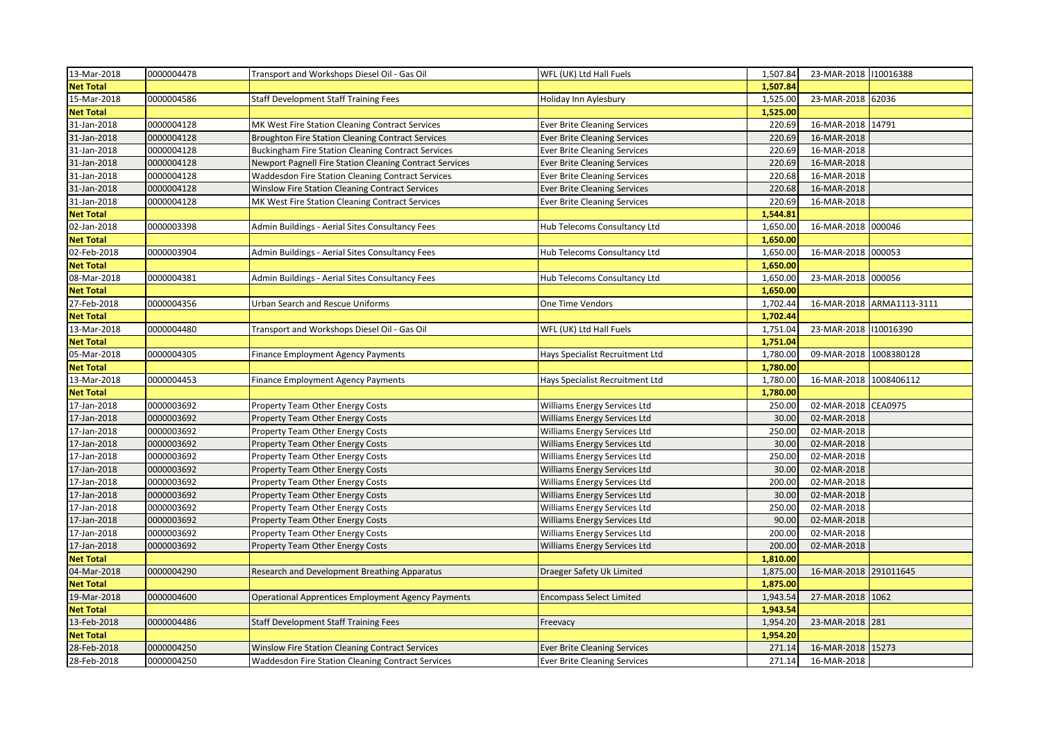| 13-Mar-2018 | 0000004478 | Transport and Workshops Diesel Oil - Gas Oil | WFL (UK) Ltd Hall Fuels | 1,507.84 | 23-MAR-2018 | I10016388 |
|---|---|---|---|---|---|---|
| **Net Total** | | | | **1,507.84** | | |
| 15-Mar-2018 | 0000004586 | Staff Development Staff Training Fees | Holiday Inn Aylesbury | 1,525.00 | 23-MAR-2018 | 62036 |
| **Net Total** | | | | **1,525.00** | | |
| 31-Jan-2018 | 0000004128 | MK West Fire Station Cleaning Contract Services | Ever Brite Cleaning Services | 220.69 | 16-MAR-2018 | 14791 |
| 31-Jan-2018 | 0000004128 | Broughton Fire Station Cleaning Contract Services | Ever Brite Cleaning Services | 220.69 | 16-MAR-2018 | |
| 31-Jan-2018 | 0000004128 | Buckingham Fire Station Cleaning Contract Services | Ever Brite Cleaning Services | 220.69 | 16-MAR-2018 | |
| 31-Jan-2018 | 0000004128 | Newport Pagnell Fire Station Cleaning Contract Services | Ever Brite Cleaning Services | 220.69 | 16-MAR-2018 | |
| 31-Jan-2018 | 0000004128 | Waddesdon Fire Station Cleaning Contract Services | Ever Brite Cleaning Services | 220.68 | 16-MAR-2018 | |
| 31-Jan-2018 | 0000004128 | Winslow Fire Station Cleaning Contract Services | Ever Brite Cleaning Services | 220.68 | 16-MAR-2018 | |
| 31-Jan-2018 | 0000004128 | MK West Fire Station Cleaning Contract Services | Ever Brite Cleaning Services | 220.69 | 16-MAR-2018 | |
| **Net Total** | | | | **1,544.81** | | |
| 02-Jan-2018 | 0000003398 | Admin Buildings - Aerial Sites Consultancy Fees | Hub Telecoms Consultancy Ltd | 1,650.00 | 16-MAR-2018 | 000046 |
| **Net Total** | | | | **1,650.00** | | |
| 02-Feb-2018 | 0000003904 | Admin Buildings - Aerial Sites Consultancy Fees | Hub Telecoms Consultancy Ltd | 1,650.00 | 16-MAR-2018 | 000053 |
| **Net Total** | | | | **1,650.00** | | |
| 08-Mar-2018 | 0000004381 | Admin Buildings - Aerial Sites Consultancy Fees | Hub Telecoms Consultancy Ltd | 1,650.00 | 23-MAR-2018 | 000056 |
| **Net Total** | | | | **1,650.00** | | |
| 27-Feb-2018 | 0000004356 | Urban Search and Rescue Uniforms | One Time Vendors | 1,702.44 | 16-MAR-2018 | ARMA1113-3111 |
| **Net Total** | | | | **1,702.44** | | |
| 13-Mar-2018 | 0000004480 | Transport and Workshops Diesel Oil - Gas Oil | WFL (UK) Ltd Hall Fuels | 1,751.04 | 23-MAR-2018 | I10016390 |
| **Net Total** | | | | **1,751.04** | | |
| 05-Mar-2018 | 0000004305 | Finance Employment Agency Payments | Hays Specialist Recruitment Ltd | 1,780.00 | 09-MAR-2018 | 1008380128 |
| **Net Total** | | | | **1,780.00** | | |
| 13-Mar-2018 | 0000004453 | Finance Employment Agency Payments | Hays Specialist Recruitment Ltd | 1,780.00 | 16-MAR-2018 | 1008406112 |
| **Net Total** | | | | **1,780.00** | | |
| 17-Jan-2018 | 0000003692 | Property Team Other Energy Costs | Williams Energy Services Ltd | 250.00 | 02-MAR-2018 | CEA0975 |
| 17-Jan-2018 | 0000003692 | Property Team Other Energy Costs | Williams Energy Services Ltd | 30.00 | 02-MAR-2018 | |
| 17-Jan-2018 | 0000003692 | Property Team Other Energy Costs | Williams Energy Services Ltd | 250.00 | 02-MAR-2018 | |
| 17-Jan-2018 | 0000003692 | Property Team Other Energy Costs | Williams Energy Services Ltd | 30.00 | 02-MAR-2018 | |
| 17-Jan-2018 | 0000003692 | Property Team Other Energy Costs | Williams Energy Services Ltd | 250.00 | 02-MAR-2018 | |
| 17-Jan-2018 | 0000003692 | Property Team Other Energy Costs | Williams Energy Services Ltd | 30.00 | 02-MAR-2018 | |
| 17-Jan-2018 | 0000003692 | Property Team Other Energy Costs | Williams Energy Services Ltd | 200.00 | 02-MAR-2018 | |
| 17-Jan-2018 | 0000003692 | Property Team Other Energy Costs | Williams Energy Services Ltd | 30.00 | 02-MAR-2018 | |
| 17-Jan-2018 | 0000003692 | Property Team Other Energy Costs | Williams Energy Services Ltd | 250.00 | 02-MAR-2018 | |
| 17-Jan-2018 | 0000003692 | Property Team Other Energy Costs | Williams Energy Services Ltd | 90.00 | 02-MAR-2018 | |
| 17-Jan-2018 | 0000003692 | Property Team Other Energy Costs | Williams Energy Services Ltd | 200.00 | 02-MAR-2018 | |
| 17-Jan-2018 | 0000003692 | Property Team Other Energy Costs | Williams Energy Services Ltd | 200.00 | 02-MAR-2018 | |
| **Net Total** | | | | **1,810.00** | | |
| 04-Mar-2018 | 0000004290 | Research and Development Breathing Apparatus | Draeger Safety Uk Limited | 1,875.00 | 16-MAR-2018 | 291011645 |
| **Net Total** | | | | **1,875.00** | | |
| 19-Mar-2018 | 0000004600 | Operational Apprentices Employment Agency Payments | Encompass Select Limited | 1,943.54 | 27-MAR-2018 | 1062 |
| **Net Total** | | | | **1,943.54** | | |
| 13-Feb-2018 | 0000004486 | Staff Development Staff Training Fees | Freevacy | 1,954.20 | 23-MAR-2018 | 281 |
| **Net Total** | | | | **1,954.20** | | |
| 28-Feb-2018 | 0000004250 | Winslow Fire Station Cleaning Contract Services | Ever Brite Cleaning Services | 271.14 | 16-MAR-2018 | 15273 |
| 28-Feb-2018 | 0000004250 | Waddesdon Fire Station Cleaning Contract Services | Ever Brite Cleaning Services | 271.14 | 16-MAR-2018 | |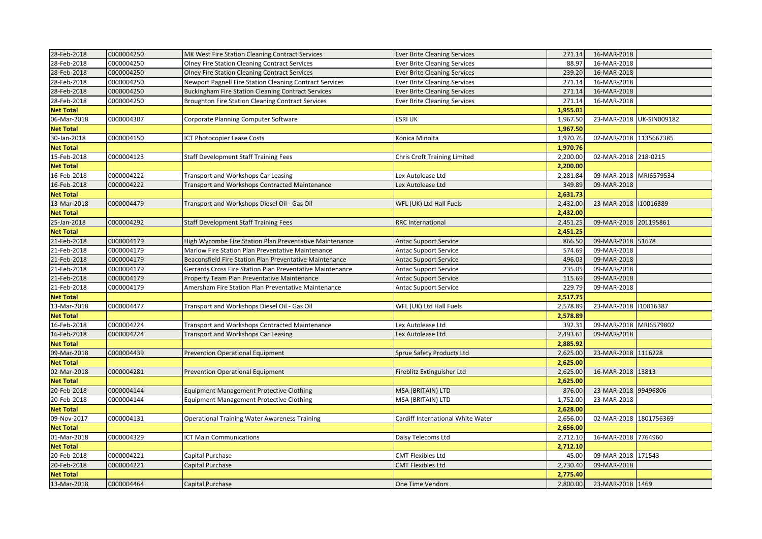| | | | | | | |
|---|---|---|---|---|---|---|
| 28-Feb-2018 | 0000004250 | MK West Fire Station Cleaning Contract Services | Ever Brite Cleaning Services | 271.14 | 16-MAR-2018 | |
| 28-Feb-2018 | 0000004250 | Olney Fire Station Cleaning Contract Services | Ever Brite Cleaning Services | 88.97 | 16-MAR-2018 | |
| 28-Feb-2018 | 0000004250 | Olney Fire Station Cleaning Contract Services | Ever Brite Cleaning Services | 239.20 | 16-MAR-2018 | |
| 28-Feb-2018 | 0000004250 | Newport Pagnell Fire Station Cleaning Contract Services | Ever Brite Cleaning Services | 271.14 | 16-MAR-2018 | |
| 28-Feb-2018 | 0000004250 | Buckingham Fire Station Cleaning Contract Services | Ever Brite Cleaning Services | 271.14 | 16-MAR-2018 | |
| 28-Feb-2018 | 0000004250 | Broughton Fire Station Cleaning Contract Services | Ever Brite Cleaning Services | 271.14 | 16-MAR-2018 | |
| **Net Total** | | | | **1,955.01** | | |
| 06-Mar-2018 | 0000004307 | Corporate Planning Computer Software | ESRI UK | 1,967.50 | 23-MAR-2018 | UK-SIN009182 |
| **Net Total** | | | | **1,967.50** | | |
| 30-Jan-2018 | 0000004150 | ICT Photocopier Lease Costs | Konica Minolta | 1,970.76 | 02-MAR-2018 | 1135667385 |
| **Net Total** | | | | **1,970.76** | | |
| 15-Feb-2018 | 0000004123 | Staff Development Staff Training Fees | Chris Croft Training Limited | 2,200.00 | 02-MAR-2018 | 218-0215 |
| **Net Total** | | | | **2,200.00** | | |
| 16-Feb-2018 | 0000004222 | Transport and Workshops Car Leasing | Lex Autolease Ltd | 2,281.84 | 09-MAR-2018 | MRI6579534 |
| 16-Feb-2018 | 0000004222 | Transport and Workshops Contracted Maintenance | Lex Autolease Ltd | 349.89 | 09-MAR-2018 | |
| **Net Total** | | | | **2,631.73** | | |
| 13-Mar-2018 | 0000004479 | Transport and Workshops Diesel Oil - Gas Oil | WFL (UK) Ltd Hall Fuels | 2,432.00 | 23-MAR-2018 | I10016389 |
| **Net Total** | | | | **2,432.00** | | |
| 25-Jan-2018 | 0000004292 | Staff Development Staff Training Fees | RRC International | 2,451.25 | 09-MAR-2018 | 201195861 |
| **Net Total** | | | | **2,451.25** | | |
| 21-Feb-2018 | 0000004179 | High Wycombe Fire Station Plan Preventative Maintenance | Antac Support Service | 866.50 | 09-MAR-2018 | 51678 |
| 21-Feb-2018 | 0000004179 | Marlow Fire Station Plan Preventative Maintenance | Antac Support Service | 574.69 | 09-MAR-2018 | |
| 21-Feb-2018 | 0000004179 | Beaconsfield Fire Station Plan Preventative Maintenance | Antac Support Service | 496.03 | 09-MAR-2018 | |
| 21-Feb-2018 | 0000004179 | Gerrards Cross Fire Station Plan Preventative Maintenance | Antac Support Service | 235.05 | 09-MAR-2018 | |
| 21-Feb-2018 | 0000004179 | Property Team Plan Preventative Maintenance | Antac Support Service | 115.69 | 09-MAR-2018 | |
| 21-Feb-2018 | 0000004179 | Amersham Fire Station Plan Preventative Maintenance | Antac Support Service | 229.79 | 09-MAR-2018 | |
| **Net Total** | | | | **2,517.75** | | |
| 13-Mar-2018 | 0000004477 | Transport and Workshops Diesel Oil - Gas Oil | WFL (UK) Ltd Hall Fuels | 2,578.89 | 23-MAR-2018 | I10016387 |
| **Net Total** | | | | **2,578.89** | | |
| 16-Feb-2018 | 0000004224 | Transport and Workshops Contracted Maintenance | Lex Autolease Ltd | 392.31 | 09-MAR-2018 | MRI6579802 |
| 16-Feb-2018 | 0000004224 | Transport and Workshops Car Leasing | Lex Autolease Ltd | 2,493.61 | 09-MAR-2018 | |
| **Net Total** | | | | **2,885.92** | | |
| 09-Mar-2018 | 0000004439 | Prevention Operational Equipment | Sprue Safety Products Ltd | 2,625.00 | 23-MAR-2018 | 1116228 |
| **Net Total** | | | | **2,625.00** | | |
| 02-Mar-2018 | 0000004281 | Prevention Operational Equipment | Fireblitz Extinguisher Ltd | 2,625.00 | 16-MAR-2018 | 13813 |
| **Net Total** | | | | **2,625.00** | | |
| 20-Feb-2018 | 0000004144 | Equipment Management Protective Clothing | MSA (BRITAIN) LTD | 876.00 | 23-MAR-2018 | 99496806 |
| 20-Feb-2018 | 0000004144 | Equipment Management Protective Clothing | MSA (BRITAIN) LTD | 1,752.00 | 23-MAR-2018 | |
| **Net Total** | | | | **2,628.00** | | |
| 09-Nov-2017 | 0000004131 | Operational Training Water Awareness Training | Cardiff International White Water | 2,656.00 | 02-MAR-2018 | 1801756369 |
| **Net Total** | | | | **2,656.00** | | |
| 01-Mar-2018 | 0000004329 | ICT Main Communications | Daisy Telecoms Ltd | 2,712.10 | 16-MAR-2018 | 7764960 |
| **Net Total** | | | | **2,712.10** | | |
| 20-Feb-2018 | 0000004221 | Capital Purchase | CMT Flexibles Ltd | 45.00 | 09-MAR-2018 | 171543 |
| 20-Feb-2018 | 0000004221 | Capital Purchase | CMT Flexibles Ltd | 2,730.40 | 09-MAR-2018 | |
| **Net Total** | | | | **2,775.40** | | |
| 13-Mar-2018 | 0000004464 | Capital Purchase | One Time Vendors | 2,800.00 | 23-MAR-2018 | 1469 |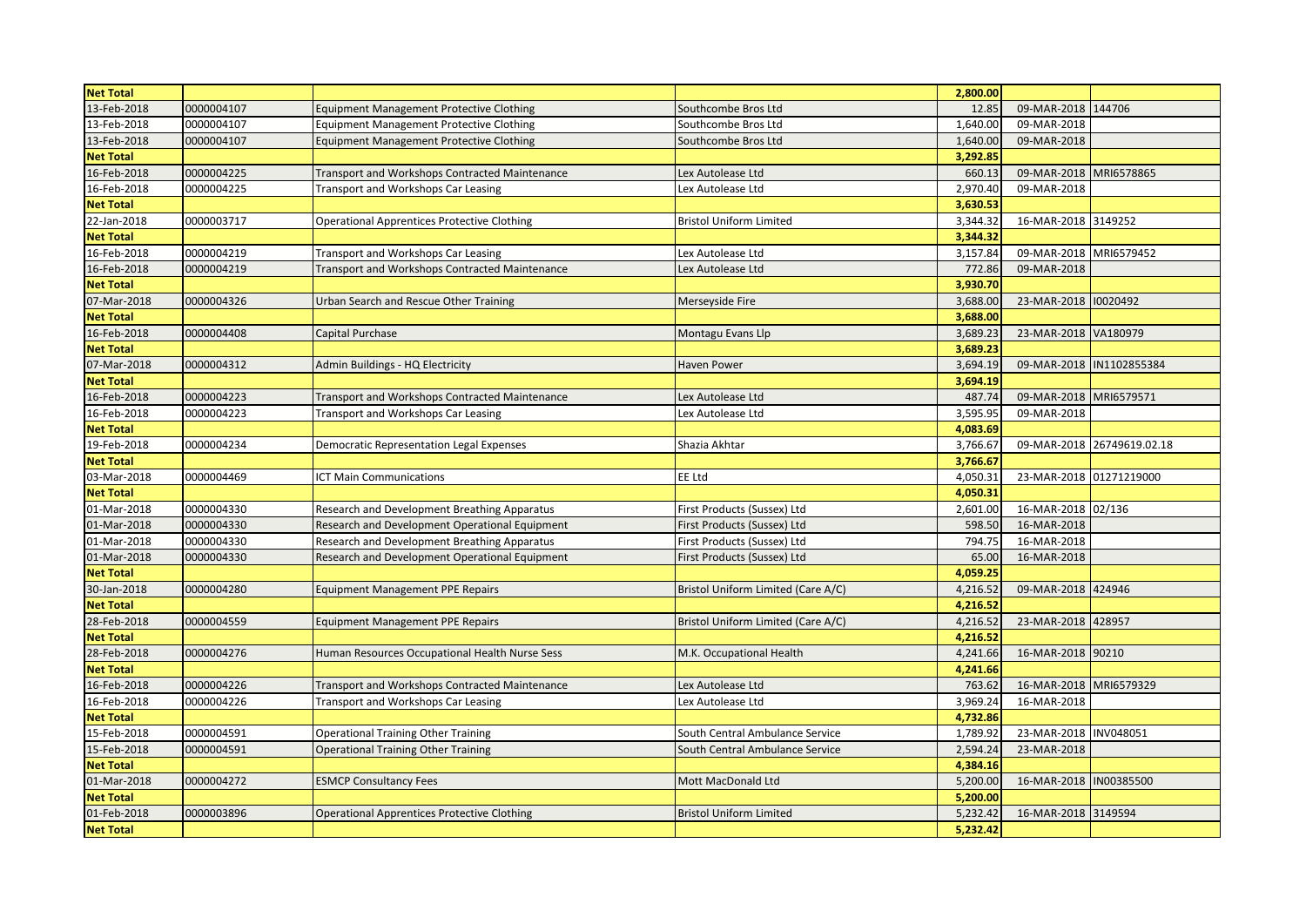| | | | | | | |
|---|---|---|---|---|---|---|
| **Net Total** | | | | **2,800.00** | | |
| 13-Feb-2018 | 0000004107 | Equipment Management Protective Clothing | Southcombe Bros Ltd | 12.85 | 09-MAR-2018 | 144706 |
| 13-Feb-2018 | 0000004107 | Equipment Management Protective Clothing | Southcombe Bros Ltd | 1,640.00 | 09-MAR-2018 | |
| 13-Feb-2018 | 0000004107 | Equipment Management Protective Clothing | Southcombe Bros Ltd | 1,640.00 | 09-MAR-2018 | |
| **Net Total** | | | | **3,292.85** | | |
| 16-Feb-2018 | 0000004225 | Transport and Workshops Contracted Maintenance | Lex Autolease Ltd | 660.13 | 09-MAR-2018 | MRI6578865 |
| 16-Feb-2018 | 0000004225 | Transport and Workshops Car Leasing | Lex Autolease Ltd | 2,970.40 | 09-MAR-2018 | |
| **Net Total** | | | | **3,630.53** | | |
| 22-Jan-2018 | 0000003717 | Operational Apprentices Protective Clothing | Bristol Uniform Limited | 3,344.32 | 16-MAR-2018 | 3149252 |
| **Net Total** | | | | **3,344.32** | | |
| 16-Feb-2018 | 0000004219 | Transport and Workshops Car Leasing | Lex Autolease Ltd | 3,157.84 | 09-MAR-2018 | MRI6579452 |
| 16-Feb-2018 | 0000004219 | Transport and Workshops Contracted Maintenance | Lex Autolease Ltd | 772.86 | 09-MAR-2018 | |
| **Net Total** | | | | **3,930.70** | | |
| 07-Mar-2018 | 0000004326 | Urban Search and Rescue Other Training | Merseyside Fire | 3,688.00 | 23-MAR-2018 | I0020492 |
| **Net Total** | | | | **3,688.00** | | |
| 16-Feb-2018 | 0000004408 | Capital Purchase | Montagu Evans Llp | 3,689.23 | 23-MAR-2018 | VA180979 |
| **Net Total** | | | | **3,689.23** | | |
| 07-Mar-2018 | 0000004312 | Admin Buildings - HQ Electricity | Haven Power | 3,694.19 | 09-MAR-2018 | IN1102855384 |
| **Net Total** | | | | **3,694.19** | | |
| 16-Feb-2018 | 0000004223 | Transport and Workshops Contracted Maintenance | Lex Autolease Ltd | 487.74 | 09-MAR-2018 | MRI6579571 |
| 16-Feb-2018 | 0000004223 | Transport and Workshops Car Leasing | Lex Autolease Ltd | 3,595.95 | 09-MAR-2018 | |
| **Net Total** | | | | **4,083.69** | | |
| 19-Feb-2018 | 0000004234 | Democratic Representation Legal Expenses | Shazia Akhtar | 3,766.67 | 09-MAR-2018 | 26749619.02.18 |
| **Net Total** | | | | **3,766.67** | | |
| 03-Mar-2018 | 0000004469 | ICT Main Communications | EE Ltd | 4,050.31 | 23-MAR-2018 | 01271219000 |
| **Net Total** | | | | **4,050.31** | | |
| 01-Mar-2018 | 0000004330 | Research and Development Breathing Apparatus | First Products (Sussex) Ltd | 2,601.00 | 16-MAR-2018 | 02/136 |
| 01-Mar-2018 | 0000004330 | Research and Development Operational Equipment | First Products (Sussex) Ltd | 598.50 | 16-MAR-2018 | |
| 01-Mar-2018 | 0000004330 | Research and Development Breathing Apparatus | First Products (Sussex) Ltd | 794.75 | 16-MAR-2018 | |
| 01-Mar-2018 | 0000004330 | Research and Development Operational Equipment | First Products (Sussex) Ltd | 65.00 | 16-MAR-2018 | |
| **Net Total** | | | | **4,059.25** | | |
| 30-Jan-2018 | 0000004280 | Equipment Management PPE Repairs | Bristol Uniform Limited (Care A/C) | 4,216.52 | 09-MAR-2018 | 424946 |
| **Net Total** | | | | **4,216.52** | | |
| 28-Feb-2018 | 0000004559 | Equipment Management PPE Repairs | Bristol Uniform Limited (Care A/C) | 4,216.52 | 23-MAR-2018 | 428957 |
| **Net Total** | | | | **4,216.52** | | |
| 28-Feb-2018 | 0000004276 | Human Resources Occupational Health Nurse Sess | M.K. Occupational Health | 4,241.66 | 16-MAR-2018 | 90210 |
| **Net Total** | | | | **4,241.66** | | |
| 16-Feb-2018 | 0000004226 | Transport and Workshops Contracted Maintenance | Lex Autolease Ltd | 763.62 | 16-MAR-2018 | MRI6579329 |
| 16-Feb-2018 | 0000004226 | Transport and Workshops Car Leasing | Lex Autolease Ltd | 3,969.24 | 16-MAR-2018 | |
| **Net Total** | | | | **4,732.86** | | |
| 15-Feb-2018 | 0000004591 | Operational Training Other Training | South Central Ambulance Service | 1,789.92 | 23-MAR-2018 | INV048051 |
| 15-Feb-2018 | 0000004591 | Operational Training Other Training | South Central Ambulance Service | 2,594.24 | 23-MAR-2018 | |
| **Net Total** | | | | **4,384.16** | | |
| 01-Mar-2018 | 0000004272 | ESMCP Consultancy Fees | Mott MacDonald Ltd | 5,200.00 | 16-MAR-2018 | IN00385500 |
| **Net Total** | | | | **5,200.00** | | |
| 01-Feb-2018 | 0000003896 | Operational Apprentices Protective Clothing | Bristol Uniform Limited | 5,232.42 | 16-MAR-2018 | 3149594 |
| **Net Total** | | | | **5,232.42** | | |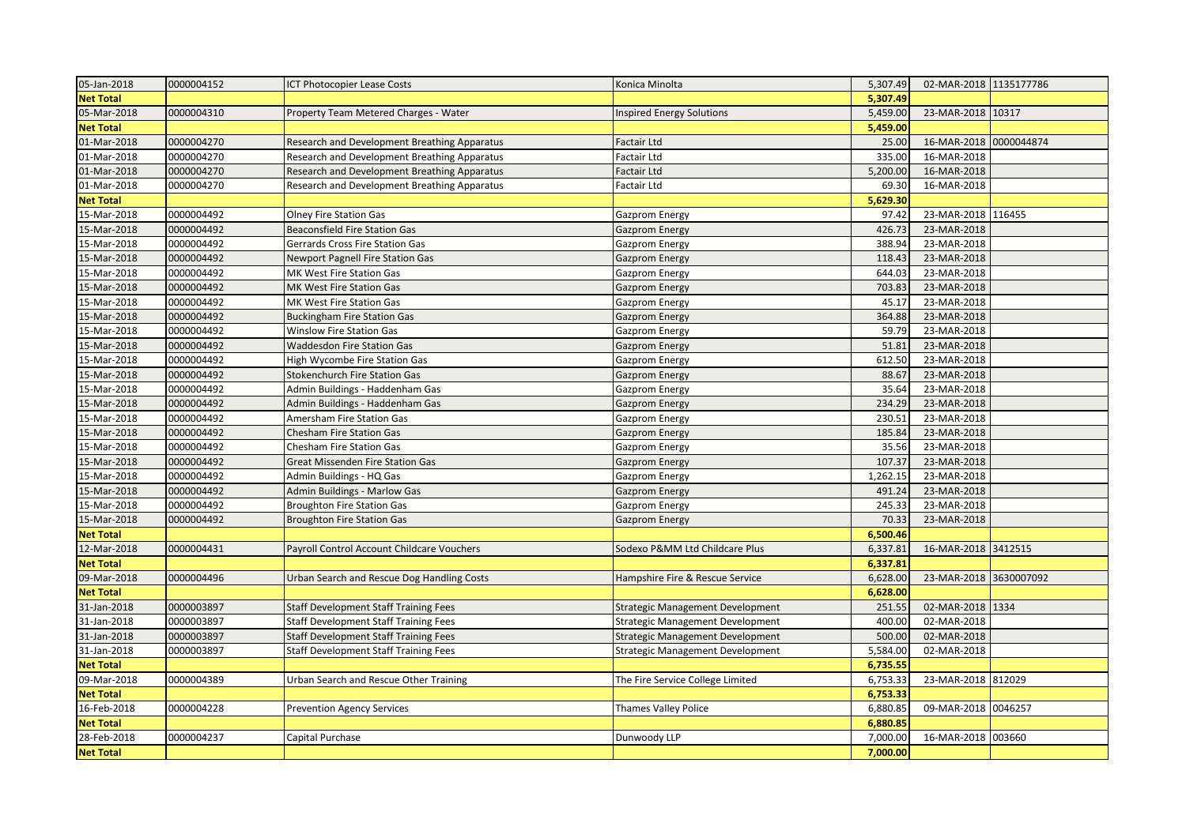| 05-Jan-2018 | 0000004152 | ICT Photocopier Lease Costs | Konica Minolta | 5,307.49 | 02-MAR-2018 | 1135177786 |
|---|---|---|---|---|---|---|
| **Net Total** | | | | **5,307.49** | | |
| 05-Mar-2018 | 0000004310 | Property Team Metered Charges - Water | Inspired Energy Solutions | 5,459.00 | 23-MAR-2018 | 10317 |
| **Net Total** | | | | **5,459.00** | | |
| 01-Mar-2018 | 0000004270 | Research and Development Breathing Apparatus | Factair Ltd | 25.00 | 16-MAR-2018 | 0000044874 |
| 01-Mar-2018 | 0000004270 | Research and Development Breathing Apparatus | Factair Ltd | 335.00 | 16-MAR-2018 | |
| 01-Mar-2018 | 0000004270 | Research and Development Breathing Apparatus | Factair Ltd | 5,200.00 | 16-MAR-2018 | |
| 01-Mar-2018 | 0000004270 | Research and Development Breathing Apparatus | Factair Ltd | 69.30 | 16-MAR-2018 | |
| **Net Total** | | | | **5,629.30** | | |
| 15-Mar-2018 | 0000004492 | Olney Fire Station Gas | Gazprom Energy | 97.42 | 23-MAR-2018 | 116455 |
| 15-Mar-2018 | 0000004492 | Beaconsfield Fire Station Gas | Gazprom Energy | 426.73 | 23-MAR-2018 | |
| 15-Mar-2018 | 0000004492 | Gerrards Cross Fire Station Gas | Gazprom Energy | 388.94 | 23-MAR-2018 | |
| 15-Mar-2018 | 0000004492 | Newport Pagnell Fire Station Gas | Gazprom Energy | 118.43 | 23-MAR-2018 | |
| 15-Mar-2018 | 0000004492 | MK West Fire Station Gas | Gazprom Energy | 644.03 | 23-MAR-2018 | |
| 15-Mar-2018 | 0000004492 | MK West Fire Station Gas | Gazprom Energy | 703.83 | 23-MAR-2018 | |
| 15-Mar-2018 | 0000004492 | MK West Fire Station Gas | Gazprom Energy | 45.17 | 23-MAR-2018 | |
| 15-Mar-2018 | 0000004492 | Buckingham Fire Station Gas | Gazprom Energy | 364.88 | 23-MAR-2018 | |
| 15-Mar-2018 | 0000004492 | Winslow Fire Station Gas | Gazprom Energy | 59.79 | 23-MAR-2018 | |
| 15-Mar-2018 | 0000004492 | Waddesdon Fire Station Gas | Gazprom Energy | 51.81 | 23-MAR-2018 | |
| 15-Mar-2018 | 0000004492 | High Wycombe Fire Station Gas | Gazprom Energy | 612.50 | 23-MAR-2018 | |
| 15-Mar-2018 | 0000004492 | Stokenchurch Fire Station Gas | Gazprom Energy | 88.67 | 23-MAR-2018 | |
| 15-Mar-2018 | 0000004492 | Admin Buildings - Haddenham Gas | Gazprom Energy | 35.64 | 23-MAR-2018 | |
| 15-Mar-2018 | 0000004492 | Admin Buildings - Haddenham Gas | Gazprom Energy | 234.29 | 23-MAR-2018 | |
| 15-Mar-2018 | 0000004492 | Amersham Fire Station Gas | Gazprom Energy | 230.51 | 23-MAR-2018 | |
| 15-Mar-2018 | 0000004492 | Chesham Fire Station Gas | Gazprom Energy | 185.84 | 23-MAR-2018 | |
| 15-Mar-2018 | 0000004492 | Chesham Fire Station Gas | Gazprom Energy | 35.56 | 23-MAR-2018 | |
| 15-Mar-2018 | 0000004492 | Great Missenden Fire Station Gas | Gazprom Energy | 107.37 | 23-MAR-2018 | |
| 15-Mar-2018 | 0000004492 | Admin Buildings - HQ Gas | Gazprom Energy | 1,262.15 | 23-MAR-2018 | |
| 15-Mar-2018 | 0000004492 | Admin Buildings - Marlow Gas | Gazprom Energy | 491.24 | 23-MAR-2018 | |
| 15-Mar-2018 | 0000004492 | Broughton Fire Station Gas | Gazprom Energy | 245.33 | 23-MAR-2018 | |
| 15-Mar-2018 | 0000004492 | Broughton Fire Station Gas | Gazprom Energy | 70.33 | 23-MAR-2018 | |
| **Net Total** | | | | **6,500.46** | | |
| 12-Mar-2018 | 0000004431 | Payroll Control Account Childcare Vouchers | Sodexo P&MM Ltd Childcare Plus | 6,337.81 | 16-MAR-2018 | 3412515 |
| **Net Total** | | | | **6,337.81** | | |
| 09-Mar-2018 | 0000004496 | Urban Search and Rescue Dog Handling Costs | Hampshire Fire & Rescue Service | 6,628.00 | 23-MAR-2018 | 3630007092 |
| **Net Total** | | | | **6,628.00** | | |
| 31-Jan-2018 | 0000003897 | Staff Development Staff Training Fees | Strategic Management Development | 251.55 | 02-MAR-2018 | 1334 |
| 31-Jan-2018 | 0000003897 | Staff Development Staff Training Fees | Strategic Management Development | 400.00 | 02-MAR-2018 | |
| 31-Jan-2018 | 0000003897 | Staff Development Staff Training Fees | Strategic Management Development | 500.00 | 02-MAR-2018 | |
| 31-Jan-2018 | 0000003897 | Staff Development Staff Training Fees | Strategic Management Development | 5,584.00 | 02-MAR-2018 | |
| **Net Total** | | | | **6,735.55** | | |
| 09-Mar-2018 | 0000004389 | Urban Search and Rescue Other Training | The Fire Service College Limited | 6,753.33 | 23-MAR-2018 | 812029 |
| **Net Total** | | | | **6,753.33** | | |
| 16-Feb-2018 | 0000004228 | Prevention Agency Services | Thames Valley Police | 6,880.85 | 09-MAR-2018 | 0046257 |
| **Net Total** | | | | **6,880.85** | | |
| 28-Feb-2018 | 0000004237 | Capital Purchase | Dunwoody LLP | 7,000.00 | 16-MAR-2018 | 003660 |
| **Net Total** | | | | **7,000.00** | | |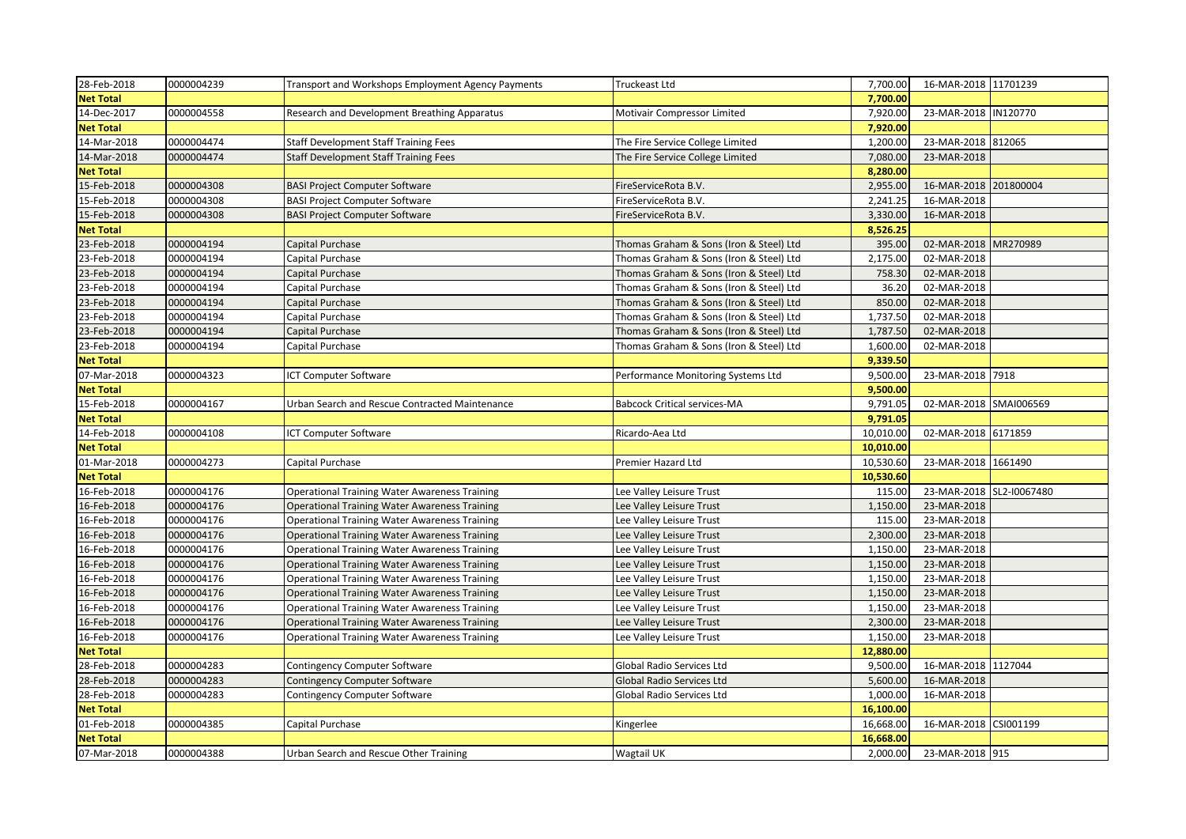| | | | | | | |
|---|---|---|---|---|---|---|
| 28-Feb-2018 | 0000004239 | Transport and Workshops Employment Agency Payments | Truckeast Ltd | 7,700.00 | 16-MAR-2018 | 11701239 |
| **Net Total** | | | | **7,700.00** | | |
| 14-Dec-2017 | 0000004558 | Research and Development Breathing Apparatus | Motivair Compressor Limited | 7,920.00 | 23-MAR-2018 | IN120770 |
| **Net Total** | | | | **7,920.00** | | |
| 14-Mar-2018 | 0000004474 | Staff Development Staff Training Fees | The Fire Service College Limited | 1,200.00 | 23-MAR-2018 | 812065 |
| 14-Mar-2018 | 0000004474 | Staff Development Staff Training Fees | The Fire Service College Limited | 7,080.00 | 23-MAR-2018 | |
| **Net Total** | | | | **8,280.00** | | |
| 15-Feb-2018 | 0000004308 | BASI Project Computer Software | FireServiceRota B.V. | 2,955.00 | 16-MAR-2018 | 201800004 |
| 15-Feb-2018 | 0000004308 | BASI Project Computer Software | FireServiceRota B.V. | 2,241.25 | 16-MAR-2018 | |
| 15-Feb-2018 | 0000004308 | BASI Project Computer Software | FireServiceRota B.V. | 3,330.00 | 16-MAR-2018 | |
| **Net Total** | | | | **8,526.25** | | |
| 23-Feb-2018 | 0000004194 | Capital Purchase | Thomas Graham & Sons (Iron & Steel) Ltd | 395.00 | 02-MAR-2018 | MR270989 |
| 23-Feb-2018 | 0000004194 | Capital Purchase | Thomas Graham & Sons (Iron & Steel) Ltd | 2,175.00 | 02-MAR-2018 | |
| 23-Feb-2018 | 0000004194 | Capital Purchase | Thomas Graham & Sons (Iron & Steel) Ltd | 758.30 | 02-MAR-2018 | |
| 23-Feb-2018 | 0000004194 | Capital Purchase | Thomas Graham & Sons (Iron & Steel) Ltd | 36.20 | 02-MAR-2018 | |
| 23-Feb-2018 | 0000004194 | Capital Purchase | Thomas Graham & Sons (Iron & Steel) Ltd | 850.00 | 02-MAR-2018 | |
| 23-Feb-2018 | 0000004194 | Capital Purchase | Thomas Graham & Sons (Iron & Steel) Ltd | 1,737.50 | 02-MAR-2018 | |
| 23-Feb-2018 | 0000004194 | Capital Purchase | Thomas Graham & Sons (Iron & Steel) Ltd | 1,787.50 | 02-MAR-2018 | |
| 23-Feb-2018 | 0000004194 | Capital Purchase | Thomas Graham & Sons (Iron & Steel) Ltd | 1,600.00 | 02-MAR-2018 | |
| **Net Total** | | | | **9,339.50** | | |
| 07-Mar-2018 | 0000004323 | ICT Computer Software | Performance Monitoring Systems Ltd | 9,500.00 | 23-MAR-2018 | 7918 |
| **Net Total** | | | | **9,500.00** | | |
| 15-Feb-2018 | 0000004167 | Urban Search and Rescue Contracted Maintenance | Babcock Critical services-MA | 9,791.05 | 02-MAR-2018 | SMAI006569 |
| **Net Total** | | | | **9,791.05** | | |
| 14-Feb-2018 | 0000004108 | ICT Computer Software | Ricardo-Aea Ltd | 10,010.00 | 02-MAR-2018 | 6171859 |
| **Net Total** | | | | **10,010.00** | | |
| 01-Mar-2018 | 0000004273 | Capital Purchase | Premier Hazard Ltd | 10,530.60 | 23-MAR-2018 | 1661490 |
| **Net Total** | | | | **10,530.60** | | |
| 16-Feb-2018 | 0000004176 | Operational Training Water Awareness Training | Lee Valley Leisure Trust | 115.00 | 23-MAR-2018 | SL2-I0067480 |
| 16-Feb-2018 | 0000004176 | Operational Training Water Awareness Training | Lee Valley Leisure Trust | 1,150.00 | 23-MAR-2018 | |
| 16-Feb-2018 | 0000004176 | Operational Training Water Awareness Training | Lee Valley Leisure Trust | 115.00 | 23-MAR-2018 | |
| 16-Feb-2018 | 0000004176 | Operational Training Water Awareness Training | Lee Valley Leisure Trust | 2,300.00 | 23-MAR-2018 | |
| 16-Feb-2018 | 0000004176 | Operational Training Water Awareness Training | Lee Valley Leisure Trust | 1,150.00 | 23-MAR-2018 | |
| 16-Feb-2018 | 0000004176 | Operational Training Water Awareness Training | Lee Valley Leisure Trust | 1,150.00 | 23-MAR-2018 | |
| 16-Feb-2018 | 0000004176 | Operational Training Water Awareness Training | Lee Valley Leisure Trust | 1,150.00 | 23-MAR-2018 | |
| 16-Feb-2018 | 0000004176 | Operational Training Water Awareness Training | Lee Valley Leisure Trust | 1,150.00 | 23-MAR-2018 | |
| 16-Feb-2018 | 0000004176 | Operational Training Water Awareness Training | Lee Valley Leisure Trust | 1,150.00 | 23-MAR-2018 | |
| 16-Feb-2018 | 0000004176 | Operational Training Water Awareness Training | Lee Valley Leisure Trust | 2,300.00 | 23-MAR-2018 | |
| 16-Feb-2018 | 0000004176 | Operational Training Water Awareness Training | Lee Valley Leisure Trust | 1,150.00 | 23-MAR-2018 | |
| **Net Total** | | | | **12,880.00** | | |
| 28-Feb-2018 | 0000004283 | Contingency Computer Software | Global Radio Services Ltd | 9,500.00 | 16-MAR-2018 | 1127044 |
| 28-Feb-2018 | 0000004283 | Contingency Computer Software | Global Radio Services Ltd | 5,600.00 | 16-MAR-2018 | |
| 28-Feb-2018 | 0000004283 | Contingency Computer Software | Global Radio Services Ltd | 1,000.00 | 16-MAR-2018 | |
| **Net Total** | | | | **16,100.00** | | |
| 01-Feb-2018 | 0000004385 | Capital Purchase | Kingerlee | 16,668.00 | 16-MAR-2018 | CSI001199 |
| **Net Total** | | | | **16,668.00** | | |
| 07-Mar-2018 | 0000004388 | Urban Search and Rescue Other Training | Wagtail UK | 2,000.00 | 23-MAR-2018 | 915 |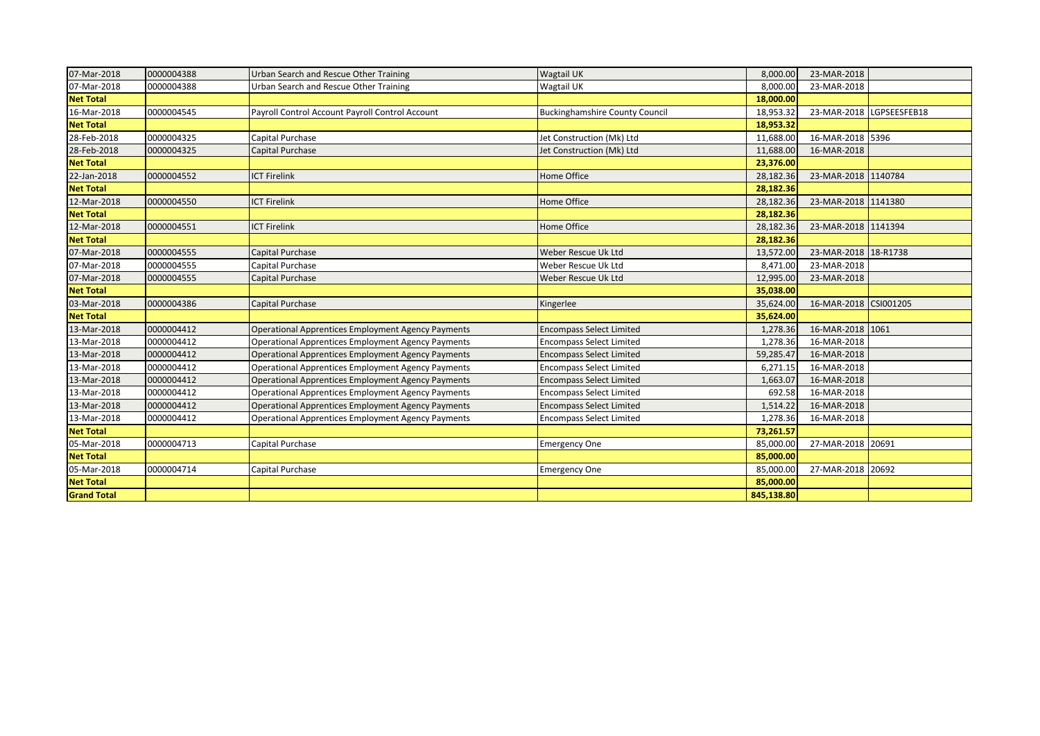| | | | | | | |
|---|---|---|---|---|---|---|
| 07-Mar-2018 | 0000004388 | Urban Search and Rescue Other Training | Wagtail UK | 8,000.00 | 23-MAR-2018 | |
| 07-Mar-2018 | 0000004388 | Urban Search and Rescue Other Training | Wagtail UK | 8,000.00 | 23-MAR-2018 | |
| **Net Total** | | | | **18,000.00** | | |
| 16-Mar-2018 | 0000004545 | Payroll Control Account Payroll Control Account | Buckinghamshire County Council | 18,953.32 | 23-MAR-2018 | LGPSEESFEB18 |
| **Net Total** | | | | **18,953.32** | | |
| 28-Feb-2018 | 0000004325 | Capital Purchase | Jet Construction (Mk) Ltd | 11,688.00 | 16-MAR-2018 | 5396 |
| 28-Feb-2018 | 0000004325 | Capital Purchase | Jet Construction (Mk) Ltd | 11,688.00 | 16-MAR-2018 | |
| **Net Total** | | | | **23,376.00** | | |
| 22-Jan-2018 | 0000004552 | ICT Firelink | Home Office | 28,182.36 | 23-MAR-2018 | 1140784 |
| **Net Total** | | | | **28,182.36** | | |
| 12-Mar-2018 | 0000004550 | ICT Firelink | Home Office | 28,182.36 | 23-MAR-2018 | 1141380 |
| **Net Total** | | | | **28,182.36** | | |
| 12-Mar-2018 | 0000004551 | ICT Firelink | Home Office | 28,182.36 | 23-MAR-2018 | 1141394 |
| **Net Total** | | | | **28,182.36** | | |
| 07-Mar-2018 | 0000004555 | Capital Purchase | Weber Rescue Uk Ltd | 13,572.00 | 23-MAR-2018 | 18-R1738 |
| 07-Mar-2018 | 0000004555 | Capital Purchase | Weber Rescue Uk Ltd | 8,471.00 | 23-MAR-2018 | |
| 07-Mar-2018 | 0000004555 | Capital Purchase | Weber Rescue Uk Ltd | 12,995.00 | 23-MAR-2018 | |
| **Net Total** | | | | **35,038.00** | | |
| 03-Mar-2018 | 0000004386 | Capital Purchase | Kingerlee | 35,624.00 | 16-MAR-2018 | CSI001205 |
| **Net Total** | | | | **35,624.00** | | |
| 13-Mar-2018 | 0000004412 | Operational Apprentices Employment Agency Payments | Encompass Select Limited | 1,278.36 | 16-MAR-2018 | 1061 |
| 13-Mar-2018 | 0000004412 | Operational Apprentices Employment Agency Payments | Encompass Select Limited | 1,278.36 | 16-MAR-2018 | |
| 13-Mar-2018 | 0000004412 | Operational Apprentices Employment Agency Payments | Encompass Select Limited | 59,285.47 | 16-MAR-2018 | |
| 13-Mar-2018 | 0000004412 | Operational Apprentices Employment Agency Payments | Encompass Select Limited | 6,271.15 | 16-MAR-2018 | |
| 13-Mar-2018 | 0000004412 | Operational Apprentices Employment Agency Payments | Encompass Select Limited | 1,663.07 | 16-MAR-2018 | |
| 13-Mar-2018 | 0000004412 | Operational Apprentices Employment Agency Payments | Encompass Select Limited | 692.58 | 16-MAR-2018 | |
| 13-Mar-2018 | 0000004412 | Operational Apprentices Employment Agency Payments | Encompass Select Limited | 1,514.22 | 16-MAR-2018 | |
| 13-Mar-2018 | 0000004412 | Operational Apprentices Employment Agency Payments | Encompass Select Limited | 1,278.36 | 16-MAR-2018 | |
| **Net Total** | | | | **73,261.57** | | |
| 05-Mar-2018 | 0000004713 | Capital Purchase | Emergency One | 85,000.00 | 27-MAR-2018 | 20691 |
| **Net Total** | | | | **85,000.00** | | |
| 05-Mar-2018 | 0000004714 | Capital Purchase | Emergency One | 85,000.00 | 27-MAR-2018 | 20692 |
| **Net Total** | | | | **85,000.00** | | |
| **Grand Total** | | | | **845,138.80** | | |